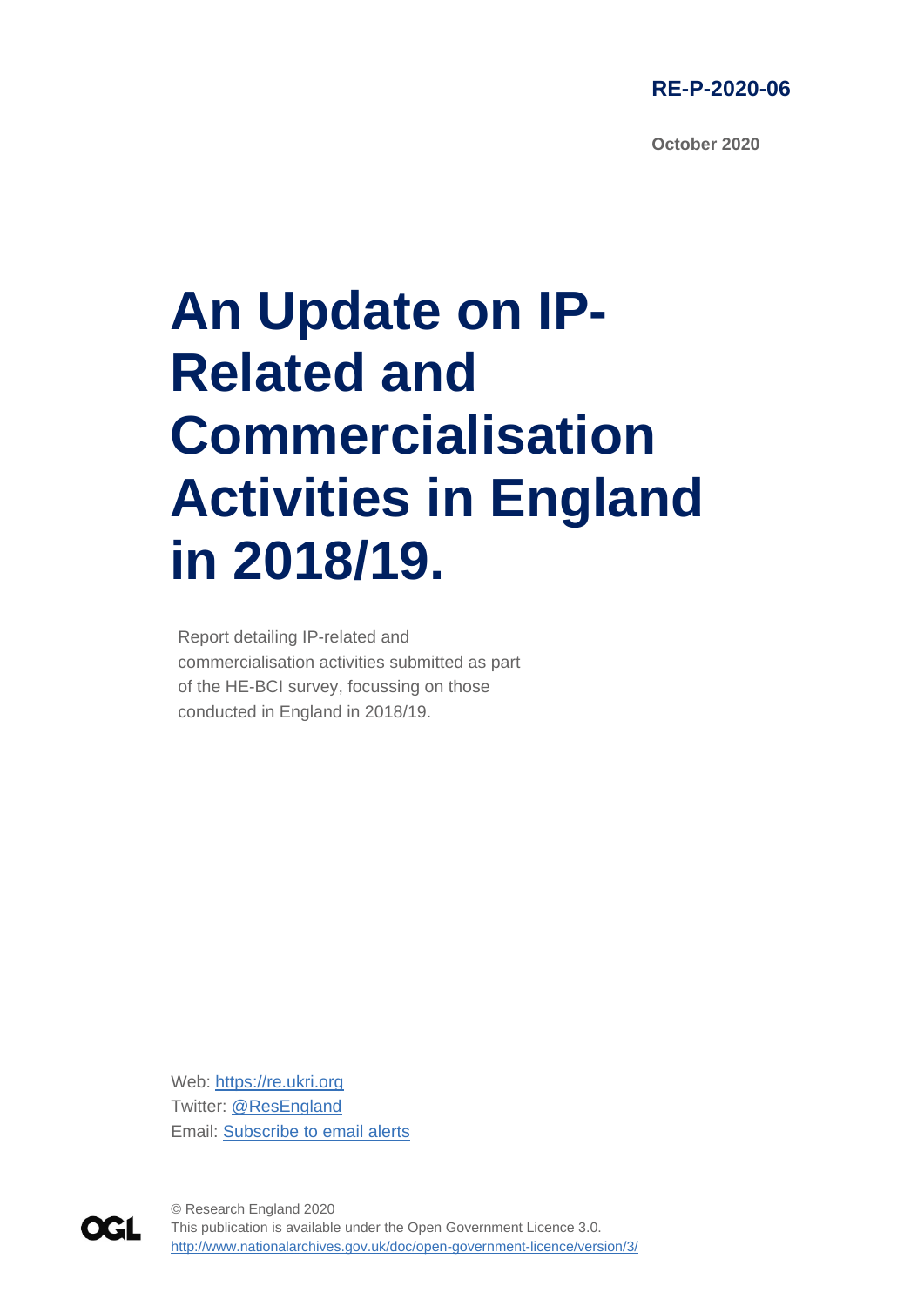**RE-P-2020-06**

**October 2020**

# An Update on IP-Related and Commercialisation Activities in England in 2018/19.

Report detailing IP-related and commercialisation activities submitted as part of the HE-BCI survey, focussing on those conducted in England in 2018/19.

Web: [https://re.ukri.org](https://re.ukri.org)
Twitter: [@ResEngland](https://twitter.com/ResEngland)
Email: Subscribe to email alerts

© Research England 2020
This publication is available under the Open Government Licence 3.0.
[http://www.nationalarchives.gov.uk/doc/open-government-licence/version/3/](http://www.nationalarchives.gov.uk/doc/open-government-licence/version/3/)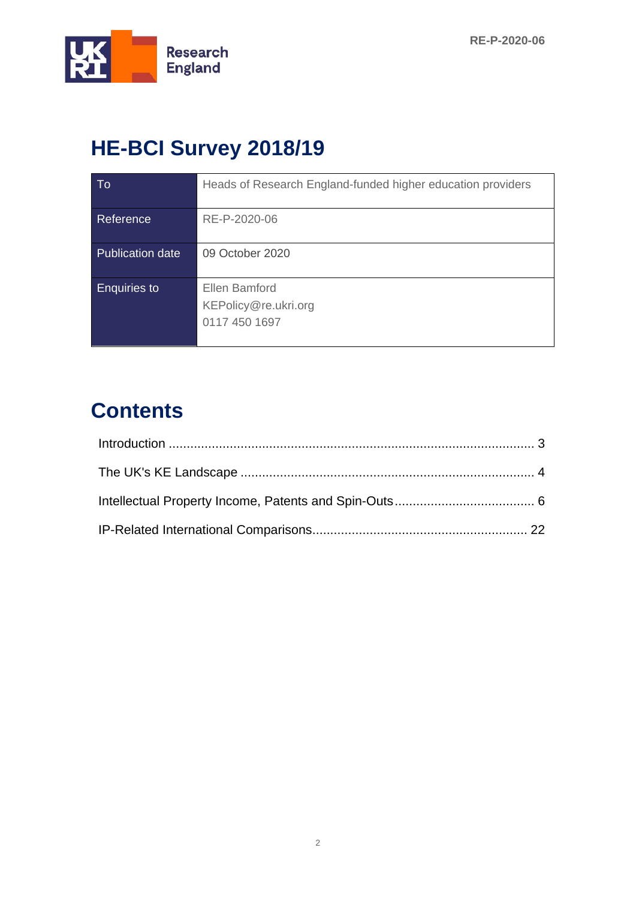# HE-BCI Survey 2018/19

| To | Heads of Research England-funded higher education providers |
|---|---|
| Reference | RE-P-2020-06 |
| Publication date | 09 October 2020 |
| Enquiries to | Ellen Bamford<br>KEPolicy@re.ukri.org<br>0117 450 1697 |

# Contents

Introduction .................................................................................................... 3

The UK's KE Landscape ................................................................................ 4

Intellectual Property Income, Patents and Spin-Outs ...................................... 6

IP-Related International Comparisons........................................................... 22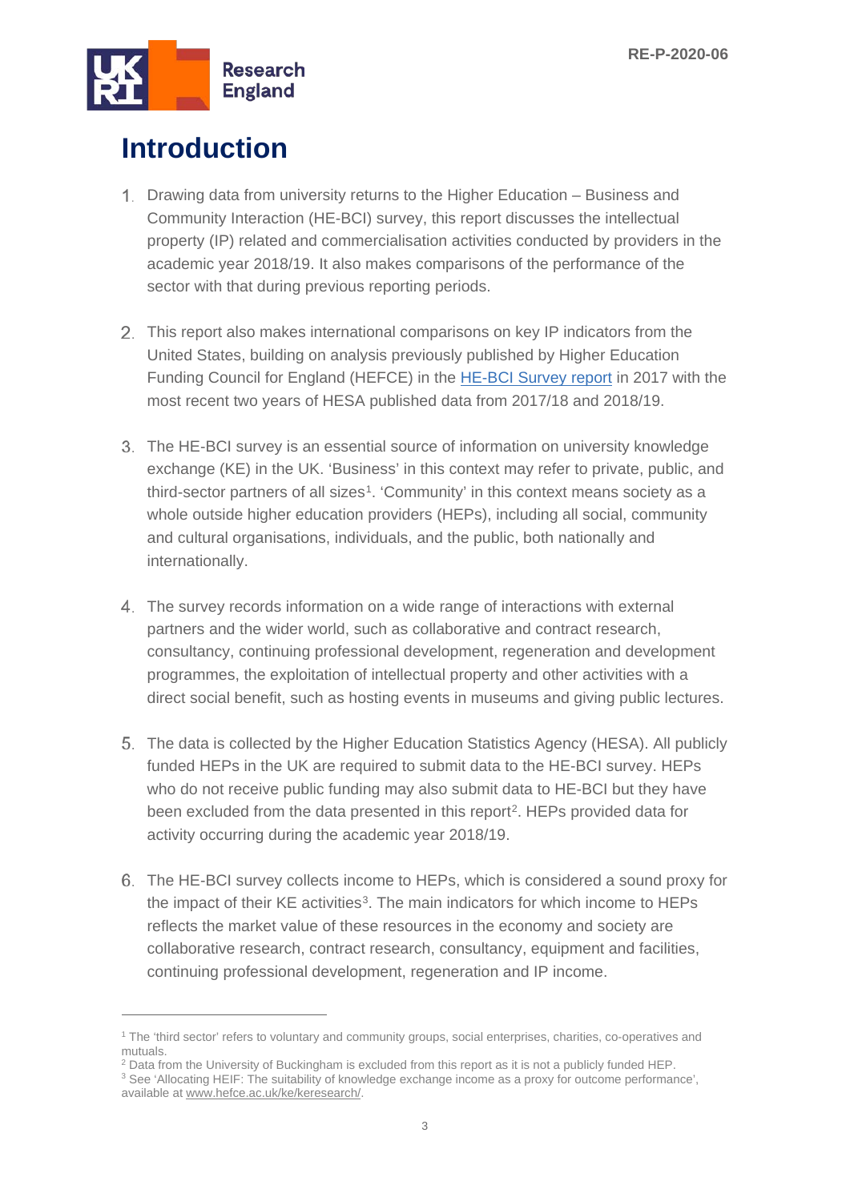# Introduction

1. Drawing data from university returns to the Higher Education – Business and Community Interaction (HE-BCI) survey, this report discusses the intellectual property (IP) related and commercialisation activities conducted by providers in the academic year 2018/19. It also makes comparisons of the performance of the sector with that during previous reporting periods.

2. This report also makes international comparisons on key IP indicators from the United States, building on analysis previously published by Higher Education Funding Council for England (HEFCE) in the HE-BCI Survey report in 2017 with the most recent two years of HESA published data from 2017/18 and 2018/19.

3. The HE-BCI survey is an essential source of information on university knowledge exchange (KE) in the UK. 'Business' in this context may refer to private, public, and third-sector partners of all sizes[1]. 'Community' in this context means society as a whole outside higher education providers (HEPs), including all social, community and cultural organisations, individuals, and the public, both nationally and internationally.

4. The survey records information on a wide range of interactions with external partners and the wider world, such as collaborative and contract research, consultancy, continuing professional development, regeneration and development programmes, the exploitation of intellectual property and other activities with a direct social benefit, such as hosting events in museums and giving public lectures.

5. The data is collected by the Higher Education Statistics Agency (HESA). All publicly funded HEPs in the UK are required to submit data to the HE-BCI survey. HEPs who do not receive public funding may also submit data to HE-BCI but they have been excluded from the data presented in this report[2]. HEPs provided data for activity occurring during the academic year 2018/19.

6. The HE-BCI survey collects income to HEPs, which is considered a sound proxy for the impact of their KE activities[3]. The main indicators for which income to HEPs reflects the market value of these resources in the economy and society are collaborative research, contract research, consultancy, equipment and facilities, continuing professional development, regeneration and IP income.

---

[1] The 'third sector' refers to voluntary and community groups, social enterprises, charities, co-operatives and mutuals.

[2] Data from the University of Buckingham is excluded from this report as it is not a publicly funded HEP.

[3] See 'Allocating HEIF: The suitability of knowledge exchange income as a proxy for outcome performance', available at www.hefce.ac.uk/ke/keresearch/.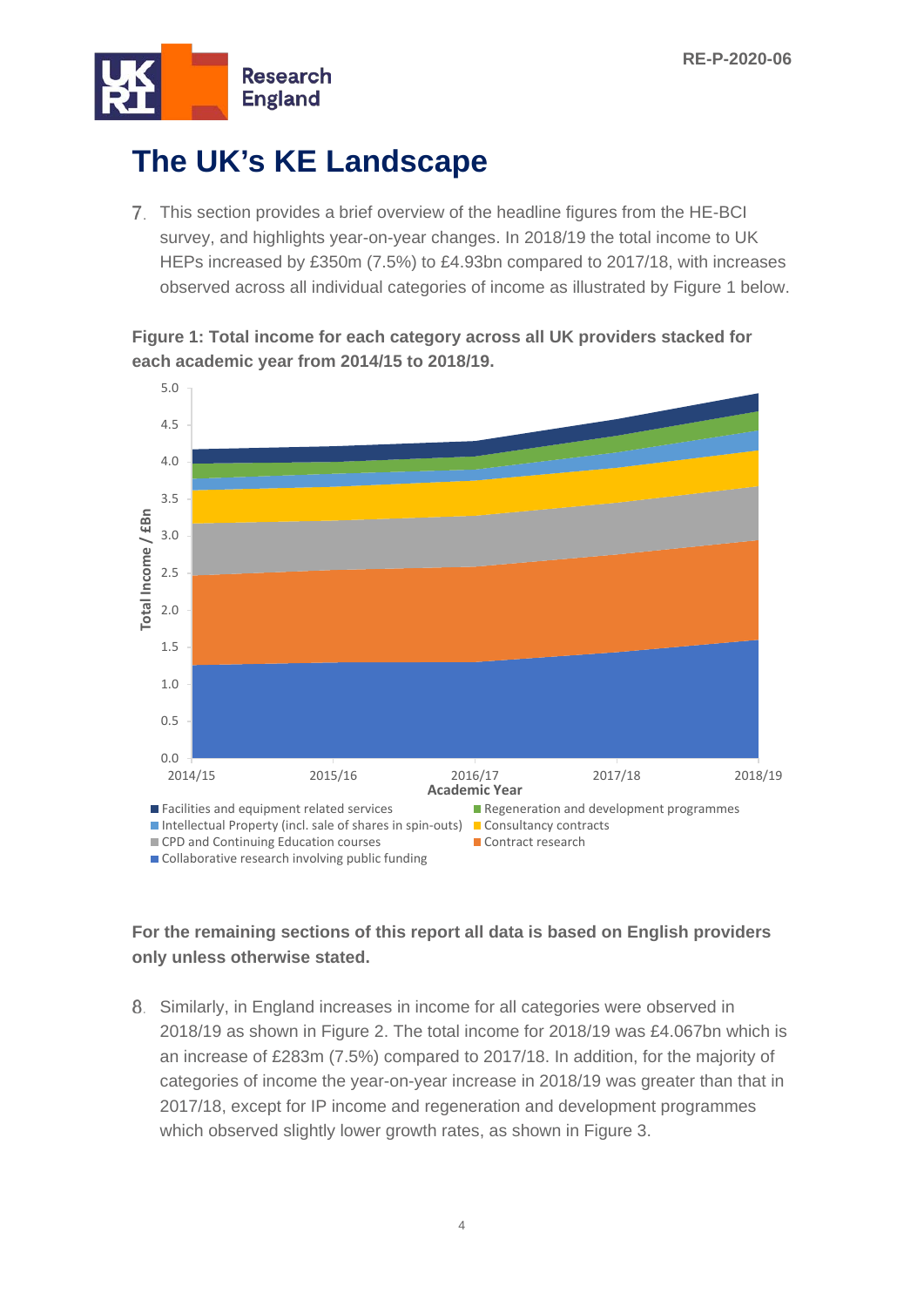# The UK's KE Landscape

7. This section provides a brief overview of the headline figures from the HE-BCI survey, and highlights year-on-year changes. In 2018/19 the total income to UK HEPs increased by £350m (7.5%) to £4.93bn compared to 2017/18, with increases observed across all individual categories of income as illustrated by Figure 1 below.

**Figure 1: Total income for each category across all UK providers stacked for each academic year from 2014/15 to 2018/19.**

**For the remaining sections of this report all data is based on English providers only unless otherwise stated.**

8. Similarly, in England increases in income for all categories were observed in 2018/19 as shown in Figure 2. The total income for 2018/19 was £4.067bn which is an increase of £283m (7.5%) compared to 2017/18. In addition, for the majority of categories of income the year-on-year increase in 2018/19 was greater than that in 2017/18, except for IP income and regeneration and development programmes which observed slightly lower growth rates, as shown in Figure 3.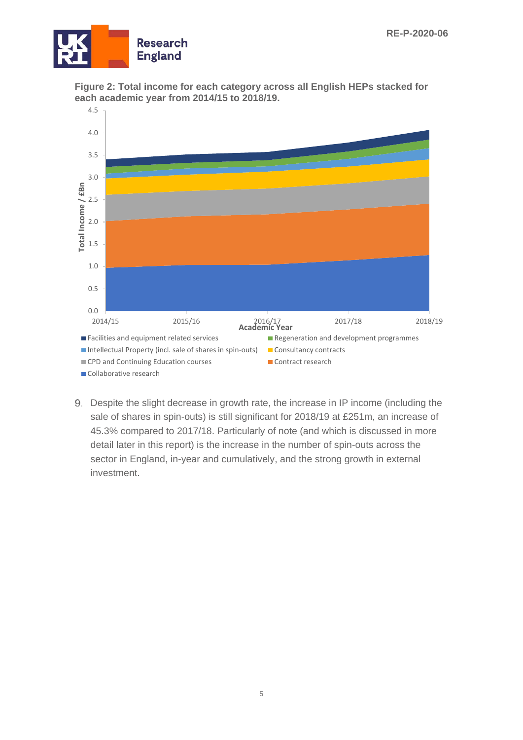**Figure 2: Total income for each category across all English HEPs stacked for each academic year from 2014/15 to 2018/19.**

9. Despite the slight decrease in growth rate, the increase in IP income (including the sale of shares in spin-outs) is still significant for 2018/19 at £251m, an increase of 45.3% compared to 2017/18. Particularly of note (and which is discussed in more detail later in this report) is the increase in the number of spin-outs across the sector in England, in-year and cumulatively, and the strong growth in external investment.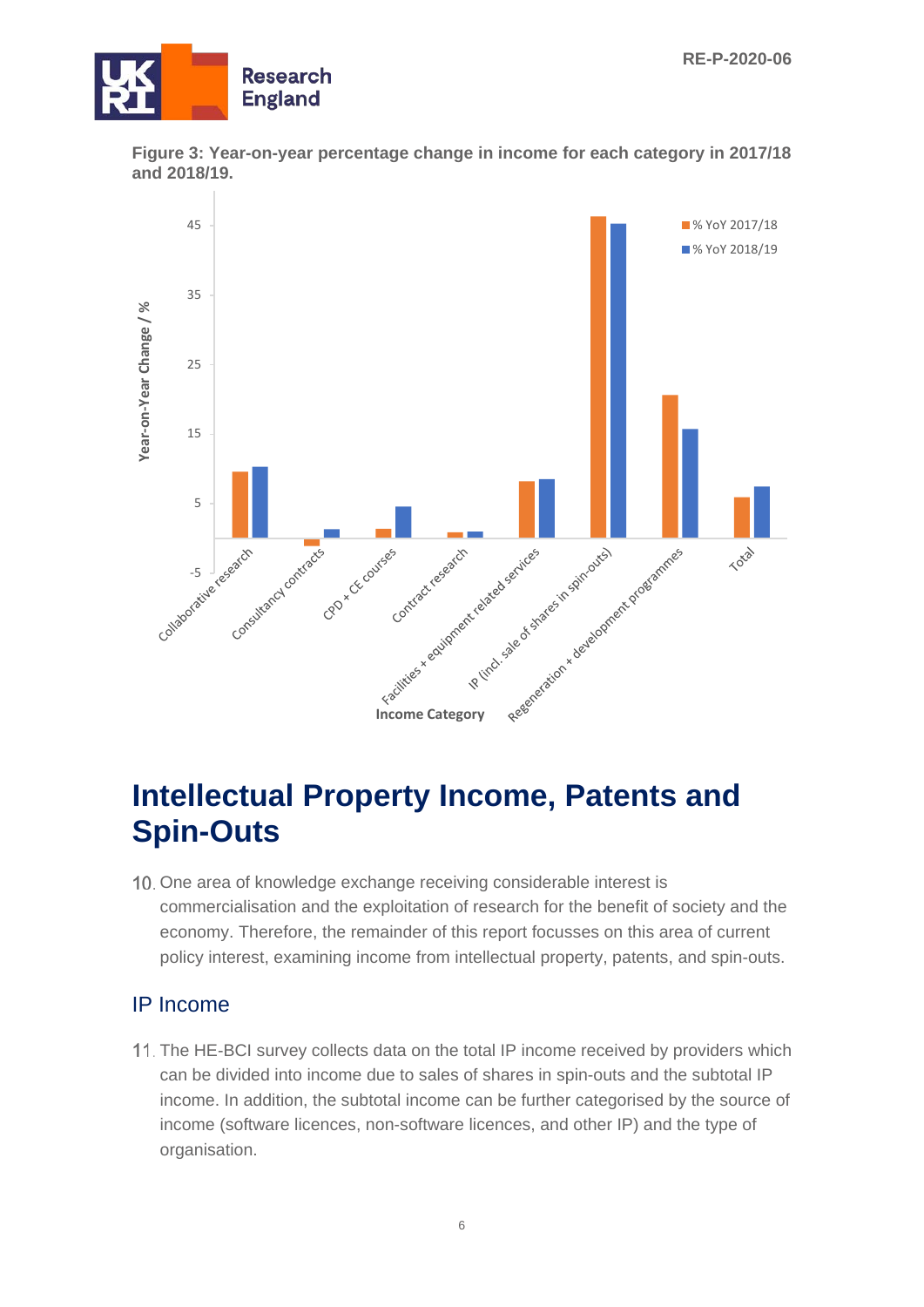**Figure 3: Year-on-year percentage change in income for each category in 2017/18 and 2018/19.**

# Intellectual Property Income, Patents and Spin-Outs

10. One area of knowledge exchange receiving considerable interest is commercialisation and the exploitation of research for the benefit of society and the economy. Therefore, the remainder of this report focusses on this area of current policy interest, examining income from intellectual property, patents, and spin-outs.

## IP Income

11. The HE-BCI survey collects data on the total IP income received by providers which can be divided into income due to sales of shares in spin-outs and the subtotal IP income. In addition, the subtotal income can be further categorised by the source of income (software licences, non-software licences, and other IP) and the type of organisation.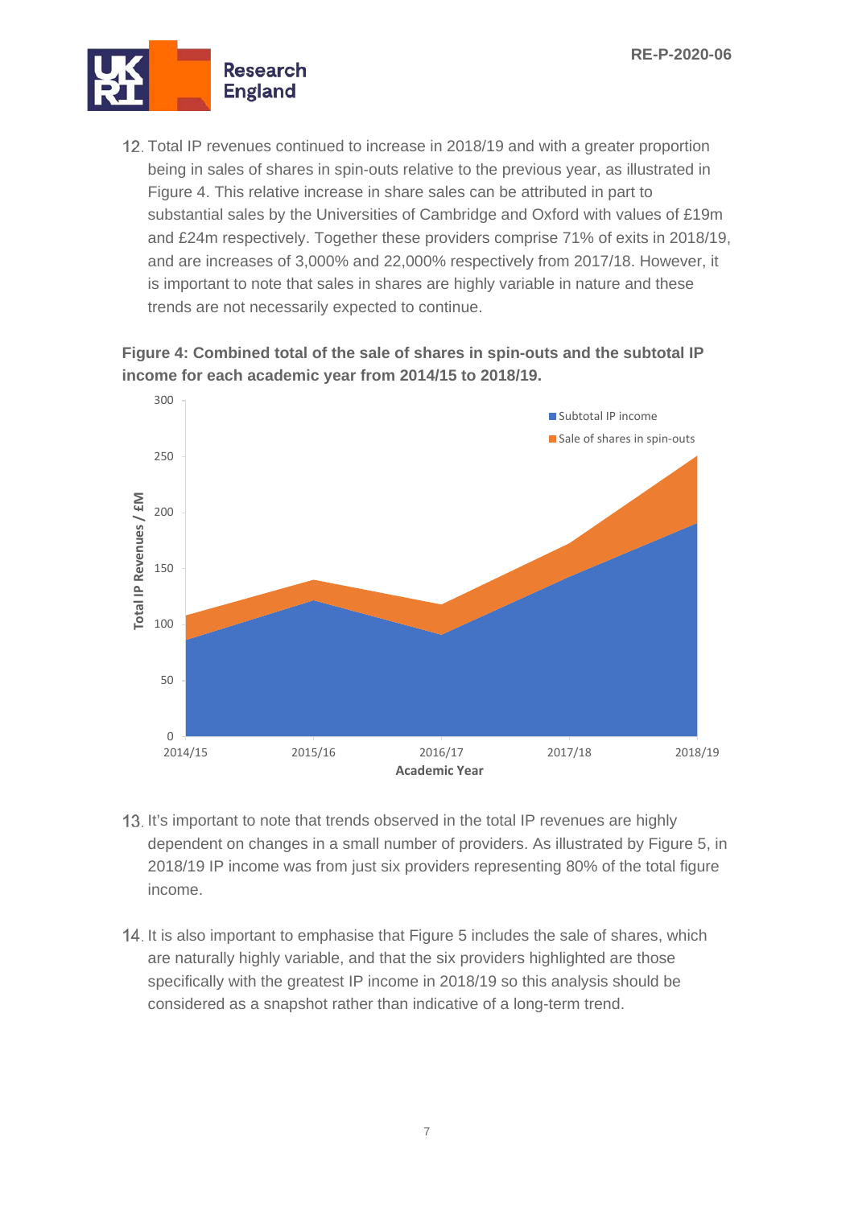12. Total IP revenues continued to increase in 2018/19 and with a greater proportion being in sales of shares in spin-outs relative to the previous year, as illustrated in Figure 4. This relative increase in share sales can be attributed in part to substantial sales by the Universities of Cambridge and Oxford with values of £19m and £24m respectively. Together these providers comprise 71% of exits in 2018/19, and are increases of 3,000% and 22,000% respectively from 2017/18. However, it is important to note that sales in shares are highly variable in nature and these trends are not necessarily expected to continue.

**Figure 4: Combined total of the sale of shares in spin-outs and the subtotal IP income for each academic year from 2014/15 to 2018/19.**

13. It's important to note that trends observed in the total IP revenues are highly dependent on changes in a small number of providers. As illustrated by Figure 5, in 2018/19 IP income was from just six providers representing 80% of the total figure income.

14. It is also important to emphasise that Figure 5 includes the sale of shares, which are naturally highly variable, and that the six providers highlighted are those specifically with the greatest IP income in 2018/19 so this analysis should be considered as a snapshot rather than indicative of a long-term trend.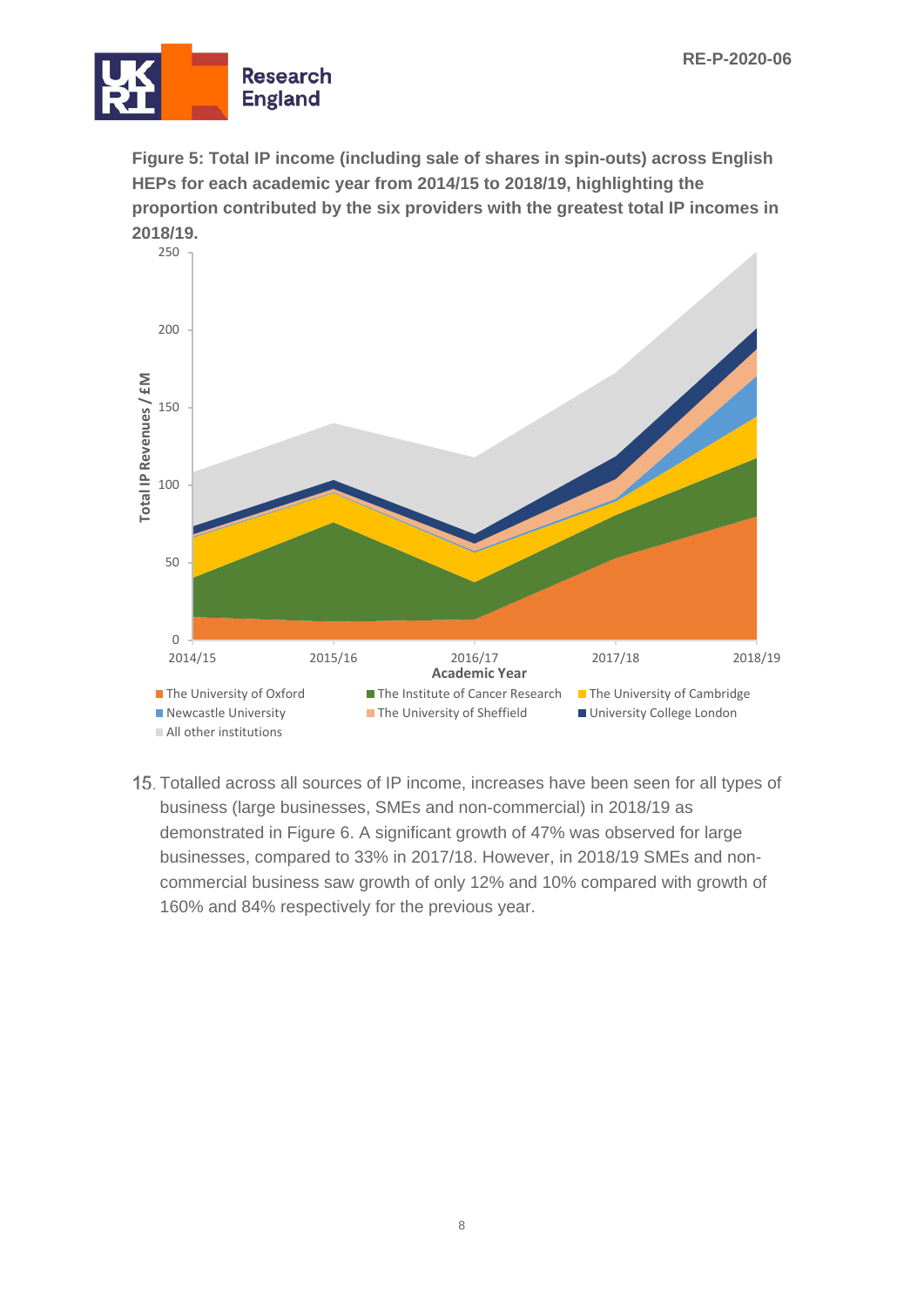**Figure 5: Total IP income (including sale of shares in spin-outs) across English HEPs for each academic year from 2014/15 to 2018/19, highlighting the proportion contributed by the six providers with the greatest total IP incomes in 2018/19.**

15. Totalled across all sources of IP income, increases have been seen for all types of business (large businesses, SMEs and non-commercial) in 2018/19 as demonstrated in Figure 6. A significant growth of 47% was observed for large businesses, compared to 33% in 2017/18. However, in 2018/19 SMEs and non-commercial business saw growth of only 12% and 10% compared with growth of 160% and 84% respectively for the previous year.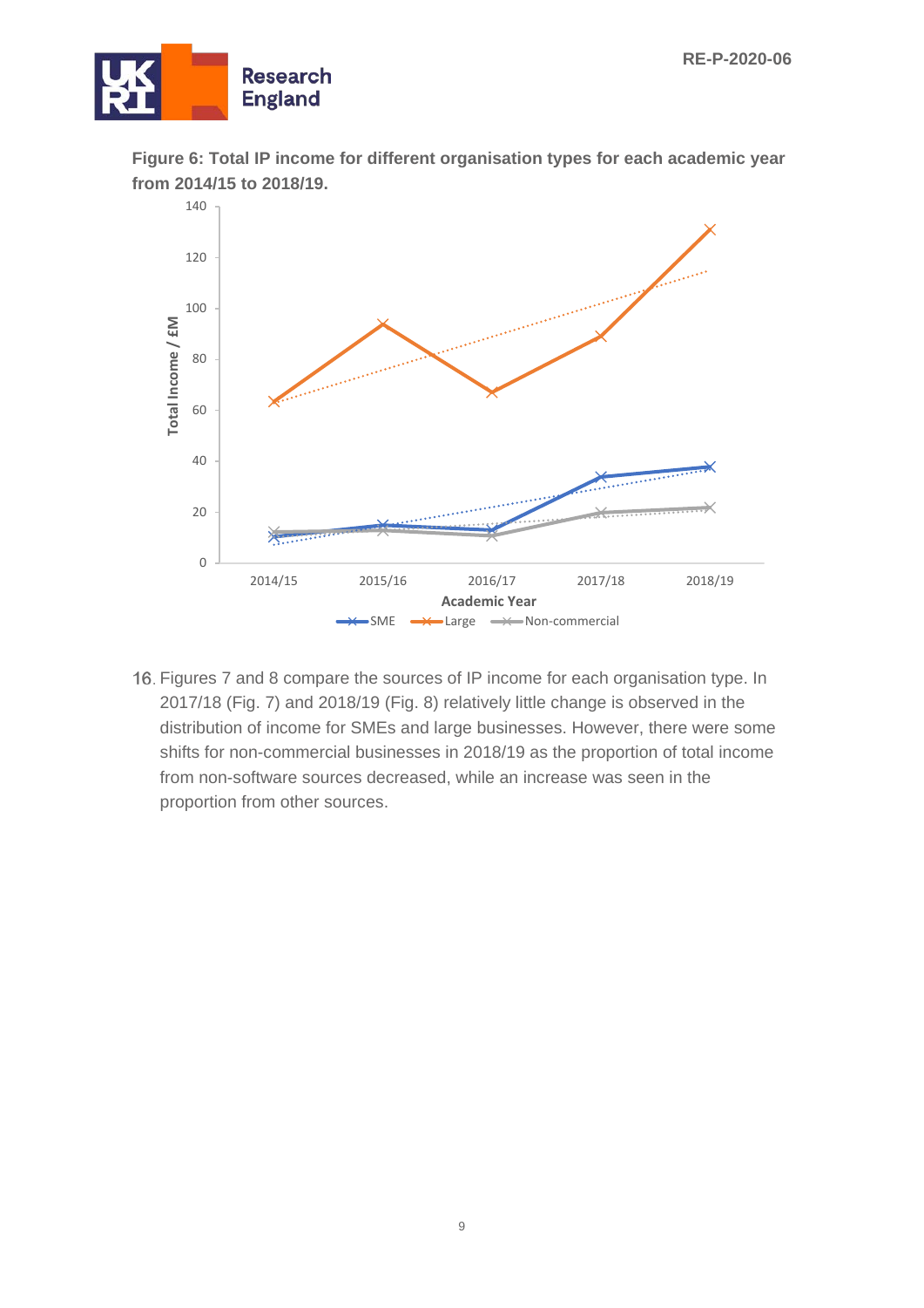**Figure 6: Total IP income for different organisation types for each academic year from 2014/15 to 2018/19.**

16. Figures 7 and 8 compare the sources of IP income for each organisation type. In 2017/18 (Fig. 7) and 2018/19 (Fig. 8) relatively little change is observed in the distribution of income for SMEs and large businesses. However, there were some shifts for non-commercial businesses in 2018/19 as the proportion of total income from non-software sources decreased, while an increase was seen in the proportion from other sources.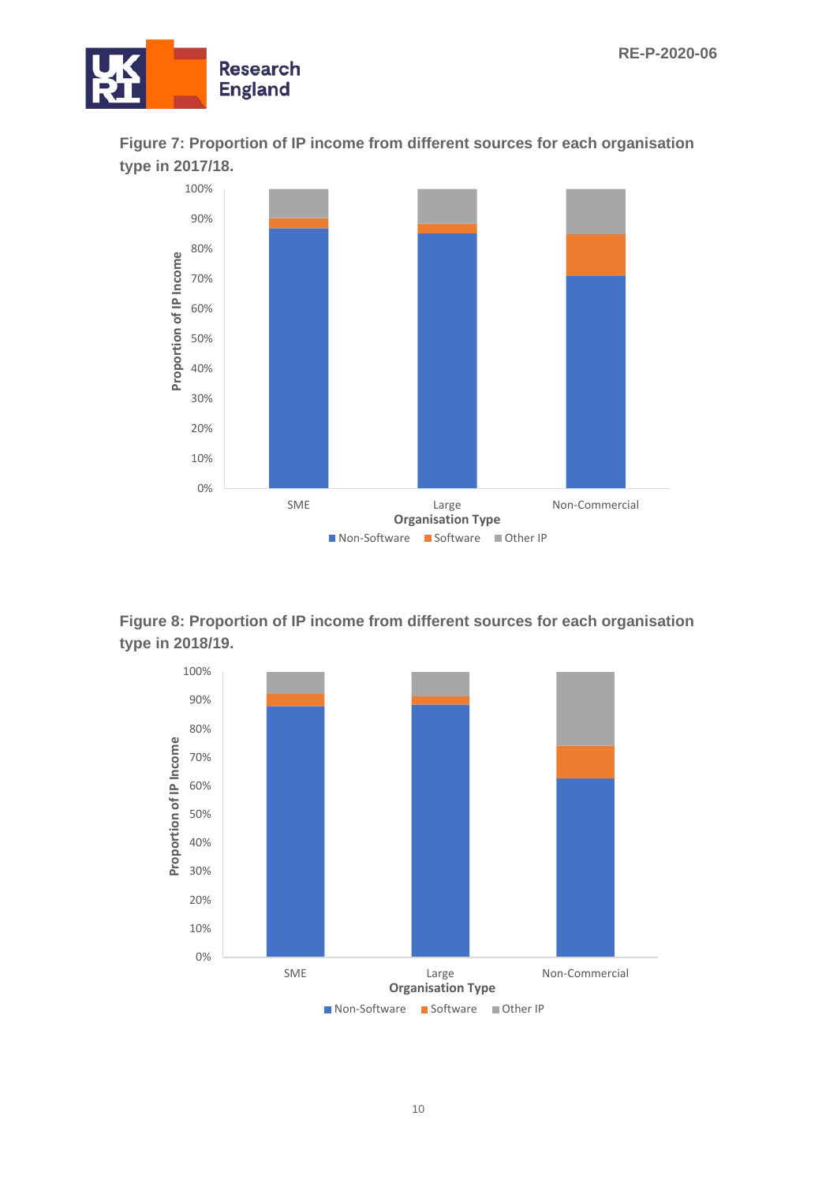**Figure 7: Proportion of IP income from different sources for each organisation type in 2017/18.**

**Figure 8: Proportion of IP income from different sources for each organisation type in 2018/19.**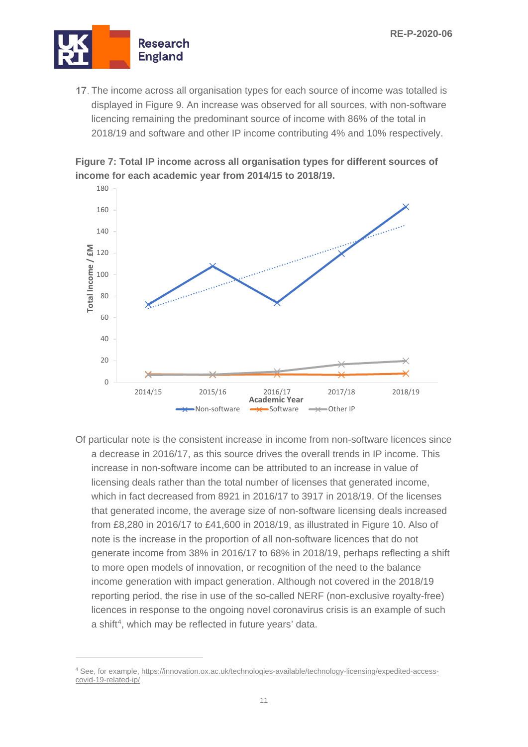17. The income across all organisation types for each source of income was totalled is displayed in Figure 9. An increase was observed for all sources, with non-software licencing remaining the predominant source of income with 86% of the total in 2018/19 and software and other IP income contributing 4% and 10% respectively.

**Figure 7: Total IP income across all organisation types for different sources of income for each academic year from 2014/15 to 2018/19.**

Of particular note is the consistent increase in income from non-software licences since a decrease in 2016/17, as this source drives the overall trends in IP income. This increase in non-software income can be attributed to an increase in value of licensing deals rather than the total number of licenses that generated income, which in fact decreased from 8921 in 2016/17 to 3917 in 2018/19. Of the licenses that generated income, the average size of non-software licensing deals increased from £8,280 in 2016/17 to £41,600 in 2018/19, as illustrated in Figure 10. Also of note is the increase in the proportion of all non-software licences that do not generate income from 38% in 2016/17 to 68% in 2018/19, perhaps reflecting a shift to more open models of innovation, or recognition of the need to the balance income generation with impact generation. Although not covered in the 2018/19 reporting period, the rise in use of the so-called NERF (non-exclusive royalty-free) licences in response to the ongoing novel coronavirus crisis is an example of such a shift[4], which may be reflected in future years' data.

---

[4] See, for example, https://innovation.ox.ac.uk/technologies-available/technology-licensing/expedited-access-covid-19-related-ip/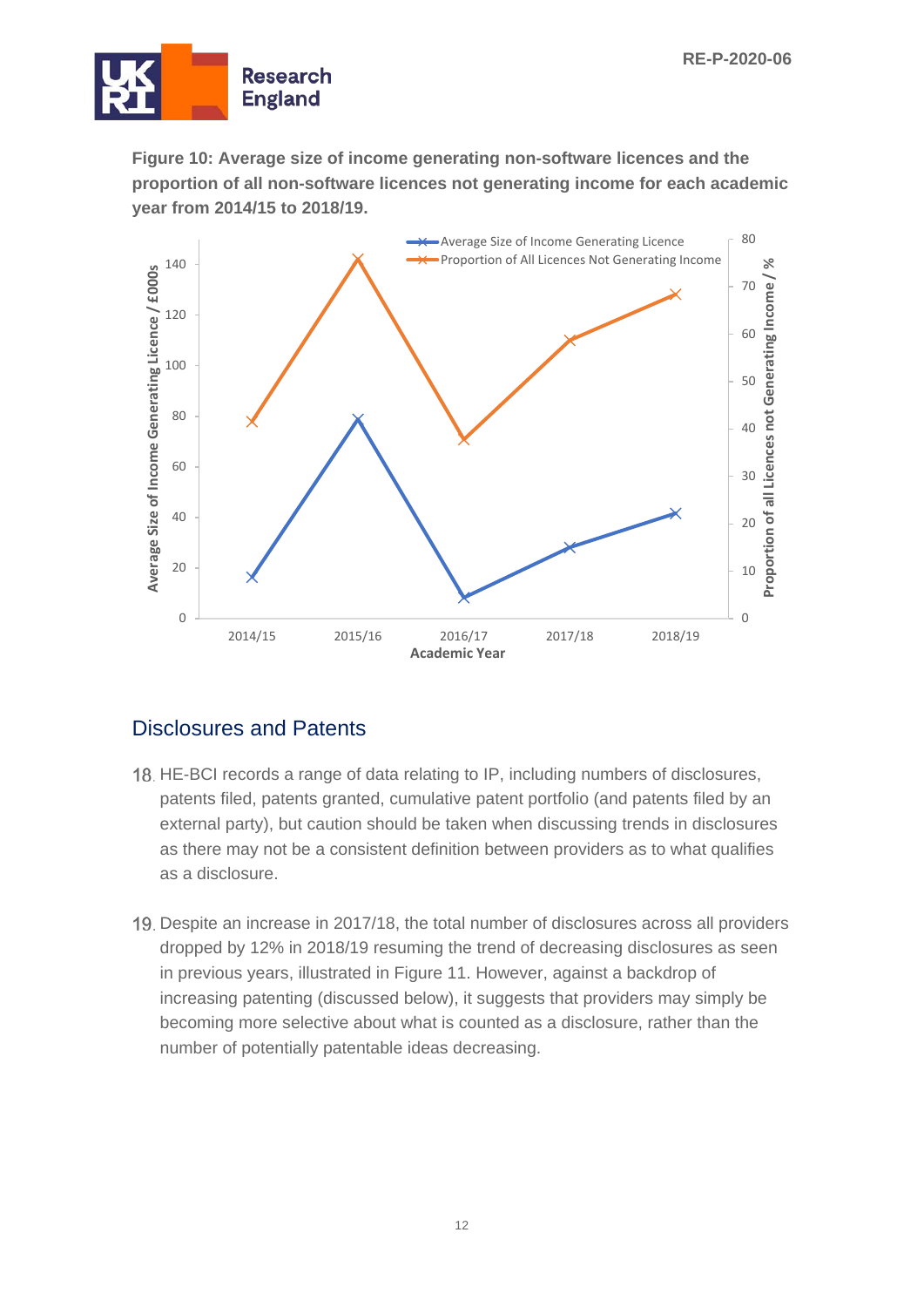**Figure 10: Average size of income generating non-software licences and the proportion of all non-software licences not generating income for each academic year from 2014/15 to 2018/19.**

## Disclosures and Patents

18. HE-BCI records a range of data relating to IP, including numbers of disclosures, patents filed, patents granted, cumulative patent portfolio (and patents filed by an external party), but caution should be taken when discussing trends in disclosures as there may not be a consistent definition between providers as to what qualifies as a disclosure.

19. Despite an increase in 2017/18, the total number of disclosures across all providers dropped by 12% in 2018/19 resuming the trend of decreasing disclosures as seen in previous years, illustrated in Figure 11. However, against a backdrop of increasing patenting (discussed below), it suggests that providers may simply be becoming more selective about what is counted as a disclosure, rather than the number of potentially patentable ideas decreasing.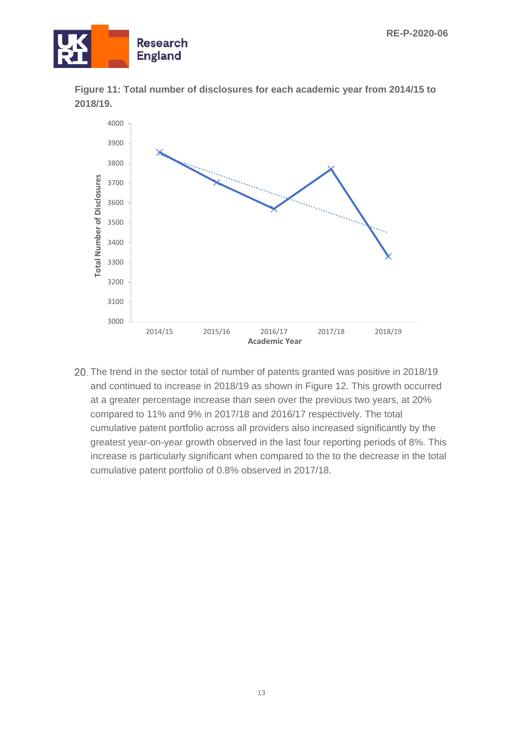**Figure 11: Total number of disclosures for each academic year from 2014/15 to 2018/19.**

20. The trend in the sector total of number of patents granted was positive in 2018/19 and continued to increase in 2018/19 as shown in Figure 12. This growth occurred at a greater percentage increase than seen over the previous two years, at 20% compared to 11% and 9% in 2017/18 and 2016/17 respectively. The total cumulative patent portfolio across all providers also increased significantly by the greatest year-on-year growth observed in the last four reporting periods of 8%. This increase is particularly significant when compared to the to the decrease in the total cumulative patent portfolio of 0.8% observed in 2017/18.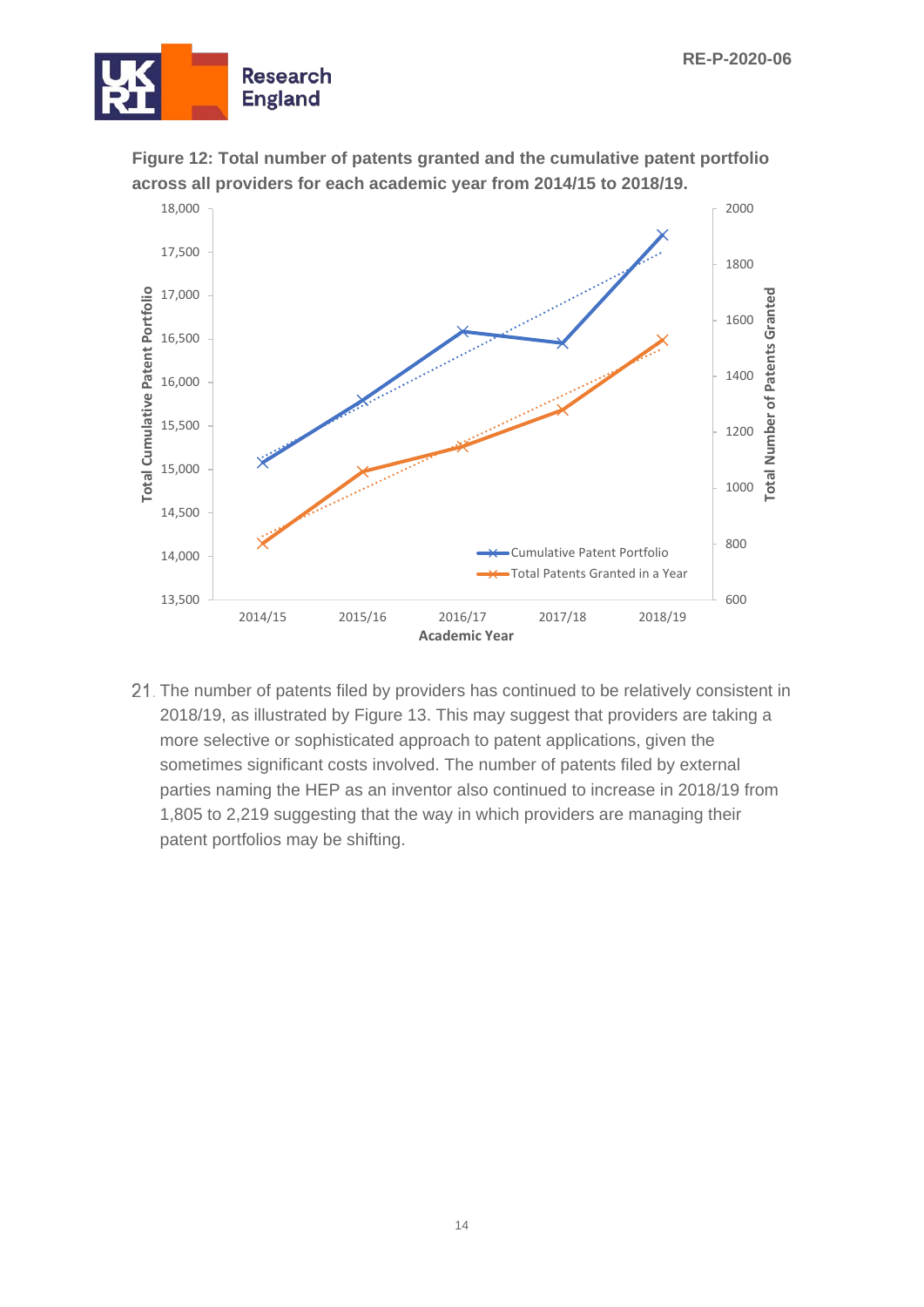**Figure 12: Total number of patents granted and the cumulative patent portfolio across all providers for each academic year from 2014/15 to 2018/19.**

21. The number of patents filed by providers has continued to be relatively consistent in 2018/19, as illustrated by Figure 13. This may suggest that providers are taking a more selective or sophisticated approach to patent applications, given the sometimes significant costs involved. The number of patents filed by external parties naming the HEP as an inventor also continued to increase in 2018/19 from 1,805 to 2,219 suggesting that the way in which providers are managing their patent portfolios may be shifting.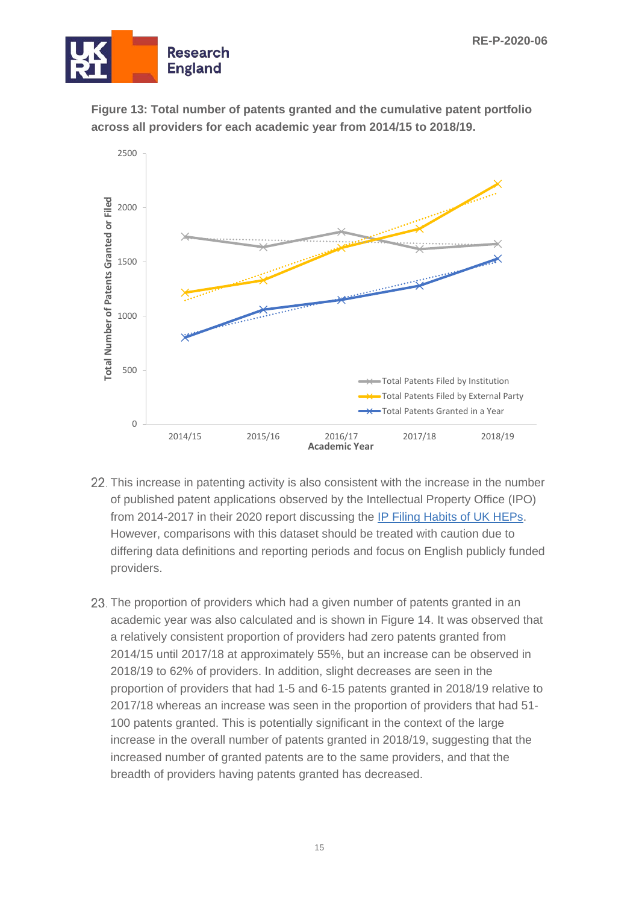**Figure 13: Total number of patents granted and the cumulative patent portfolio across all providers for each academic year from 2014/15 to 2018/19.**

22. This increase in patenting activity is also consistent with the increase in the number of published patent applications observed by the Intellectual Property Office (IPO) from 2014-2017 in their 2020 report discussing the IP Filing Habits of UK HEPs. However, comparisons with this dataset should be treated with caution due to differing data definitions and reporting periods and focus on English publicly funded providers.

23. The proportion of providers which had a given number of patents granted in an academic year was also calculated and is shown in Figure 14. It was observed that a relatively consistent proportion of providers had zero patents granted from 2014/15 until 2017/18 at approximately 55%, but an increase can be observed in 2018/19 to 62% of providers. In addition, slight decreases are seen in the proportion of providers that had 1-5 and 6-15 patents granted in 2018/19 relative to 2017/18 whereas an increase was seen in the proportion of providers that had 51-100 patents granted. This is potentially significant in the context of the large increase in the overall number of patents granted in 2018/19, suggesting that the increased number of granted patents are to the same providers, and that the breadth of providers having patents granted has decreased.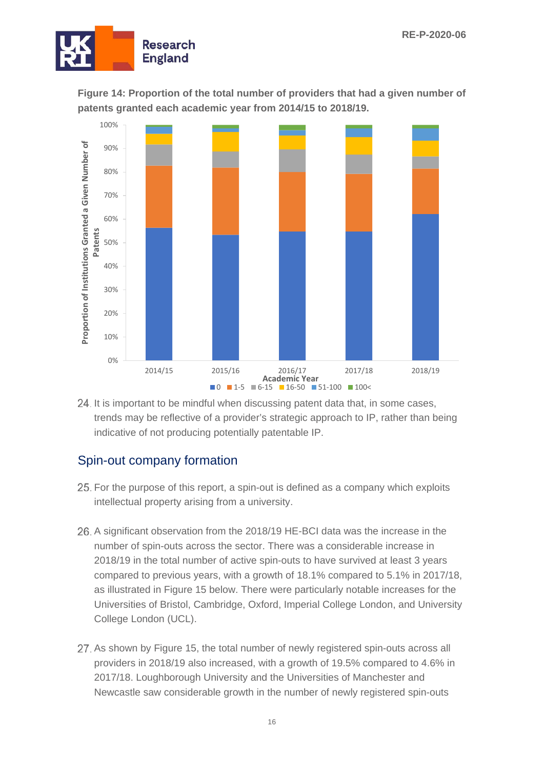**Figure 14: Proportion of the total number of providers that had a given number of patents granted each academic year from 2014/15 to 2018/19.**

24. It is important to be mindful when discussing patent data that, in some cases, trends may be reflective of a provider's strategic approach to IP, rather than being indicative of not producing potentially patentable IP.

## Spin-out company formation

25. For the purpose of this report, a spin-out is defined as a company which exploits intellectual property arising from a university.

26. A significant observation from the 2018/19 HE-BCI data was the increase in the number of spin-outs across the sector. There was a considerable increase in 2018/19 in the total number of active spin-outs to have survived at least 3 years compared to previous years, with a growth of 18.1% compared to 5.1% in 2017/18, as illustrated in Figure 15 below. There were particularly notable increases for the Universities of Bristol, Cambridge, Oxford, Imperial College London, and University College London (UCL).

27. As shown by Figure 15, the total number of newly registered spin-outs across all providers in 2018/19 also increased, with a growth of 19.5% compared to 4.6% in 2017/18. Loughborough University and the Universities of Manchester and Newcastle saw considerable growth in the number of newly registered spin-outs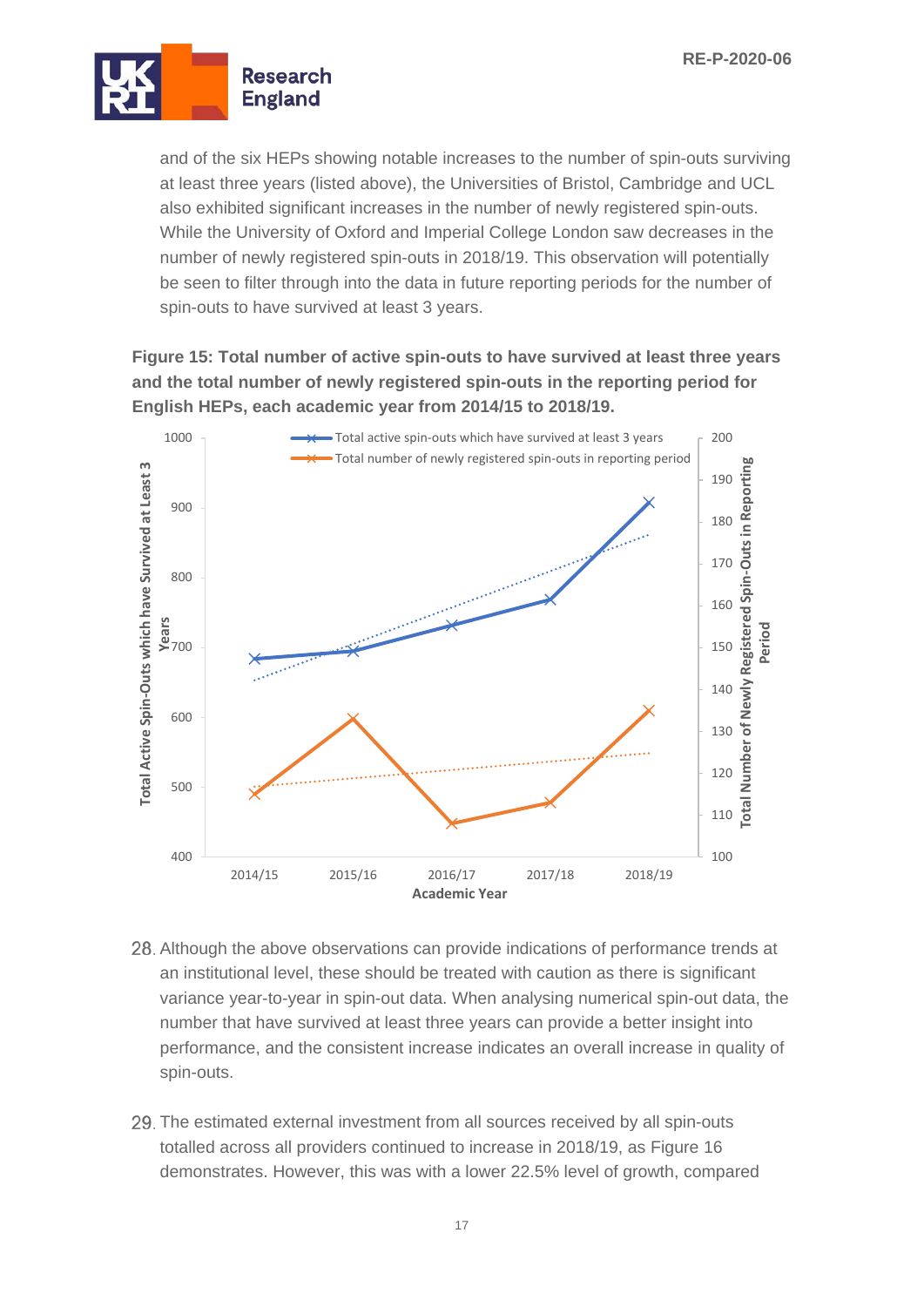and of the six HEPs showing notable increases to the number of spin-outs surviving at least three years (listed above), the Universities of Bristol, Cambridge and UCL also exhibited significant increases in the number of newly registered spin-outs. While the University of Oxford and Imperial College London saw decreases in the number of newly registered spin-outs in 2018/19. This observation will potentially be seen to filter through into the data in future reporting periods for the number of spin-outs to have survived at least 3 years.

**Figure 15: Total number of active spin-outs to have survived at least three years and the total number of newly registered spin-outs in the reporting period for English HEPs, each academic year from 2014/15 to 2018/19.**

28. Although the above observations can provide indications of performance trends at an institutional level, these should be treated with caution as there is significant variance year-to-year in spin-out data. When analysing numerical spin-out data, the number that have survived at least three years can provide a better insight into performance, and the consistent increase indicates an overall increase in quality of spin-outs.

29. The estimated external investment from all sources received by all spin-outs totalled across all providers continued to increase in 2018/19, as Figure 16 demonstrates. However, this was with a lower 22.5% level of growth, compared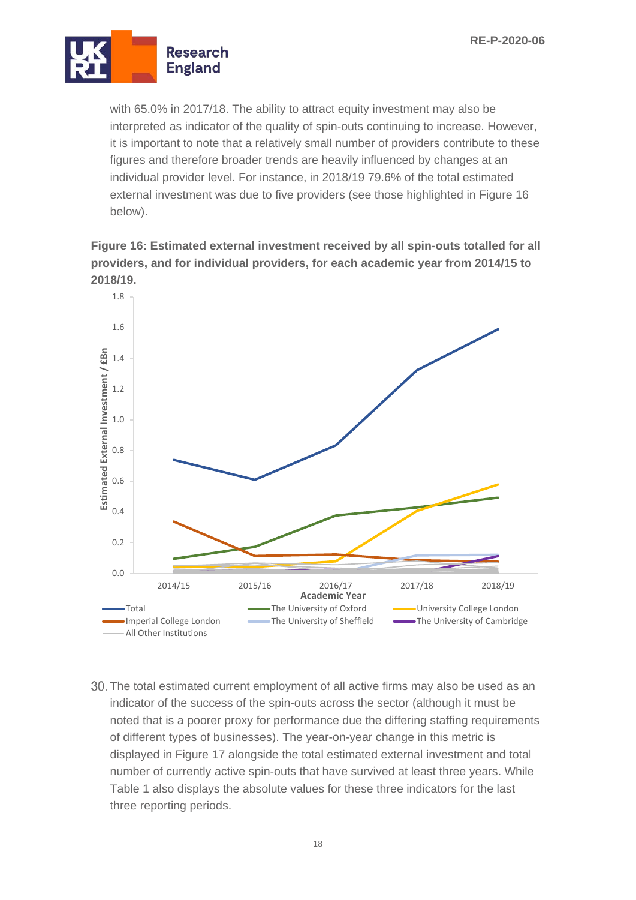with 65.0% in 2017/18. The ability to attract equity investment may also be interpreted as indicator of the quality of spin-outs continuing to increase. However, it is important to note that a relatively small number of providers contribute to these figures and therefore broader trends are heavily influenced by changes at an individual provider level. For instance, in 2018/19 79.6% of the total estimated external investment was due to five providers (see those highlighted in Figure 16 below).

**Figure 16: Estimated external investment received by all spin-outs totalled for all providers, and for individual providers, for each academic year from 2014/15 to 2018/19.**

30. The total estimated current employment of all active firms may also be used as an indicator of the success of the spin-outs across the sector (although it must be noted that is a poorer proxy for performance due the differing staffing requirements of different types of businesses). The year-on-year change in this metric is displayed in Figure 17 alongside the total estimated external investment and total number of currently active spin-outs that have survived at least three years. While Table 1 also displays the absolute values for these three indicators for the last three reporting periods.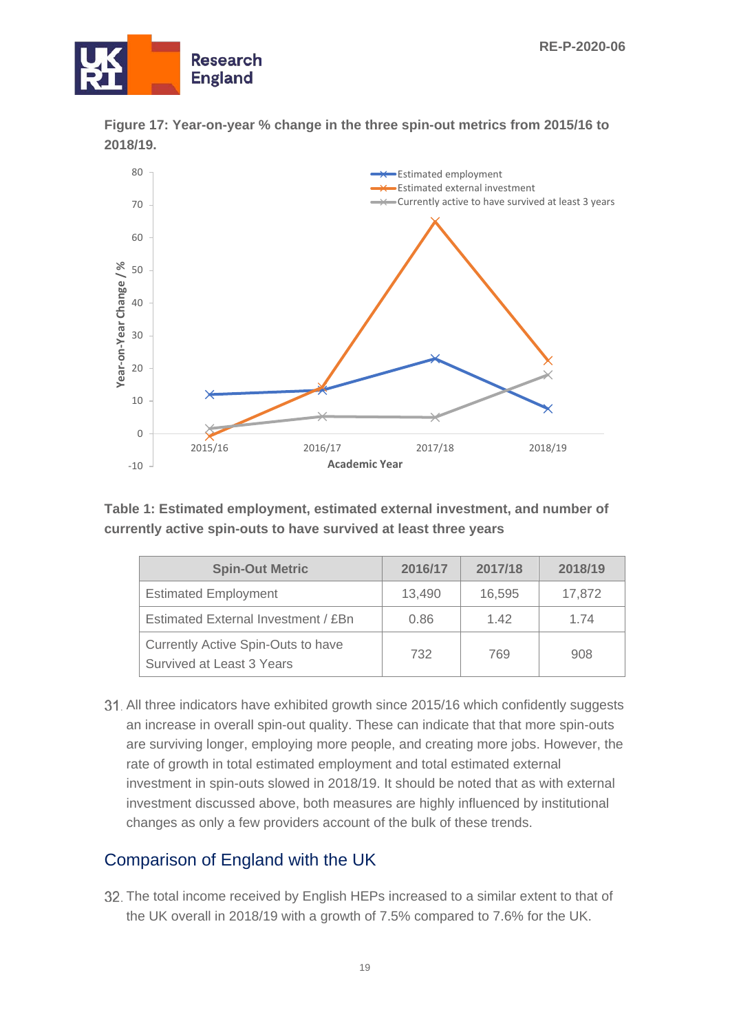**Figure 17: Year-on-year % change in the three spin-out metrics from 2015/16 to 2018/19.**

**Table 1: Estimated employment, estimated external investment, and number of currently active spin-outs to have survived at least three years**

| Spin-Out Metric | 2016/17 | 2017/18 | 2018/19 |
|---|---|---|---|
| Estimated Employment | 13,490 | 16,595 | 17,872 |
| Estimated External Investment / £Bn | 0.86 | 1.42 | 1.74 |
| Currently Active Spin-Outs to have Survived at Least 3 Years | 732 | 769 | 908 |

31. All three indicators have exhibited growth since 2015/16 which confidently suggests an increase in overall spin-out quality. These can indicate that that more spin-outs are surviving longer, employing more people, and creating more jobs. However, the rate of growth in total estimated employment and total estimated external investment in spin-outs slowed in 2018/19. It should be noted that as with external investment discussed above, both measures are highly influenced by institutional changes as only a few providers account of the bulk of these trends.

## Comparison of England with the UK

32. The total income received by English HEPs increased to a similar extent to that of the UK overall in 2018/19 with a growth of 7.5% compared to 7.6% for the UK.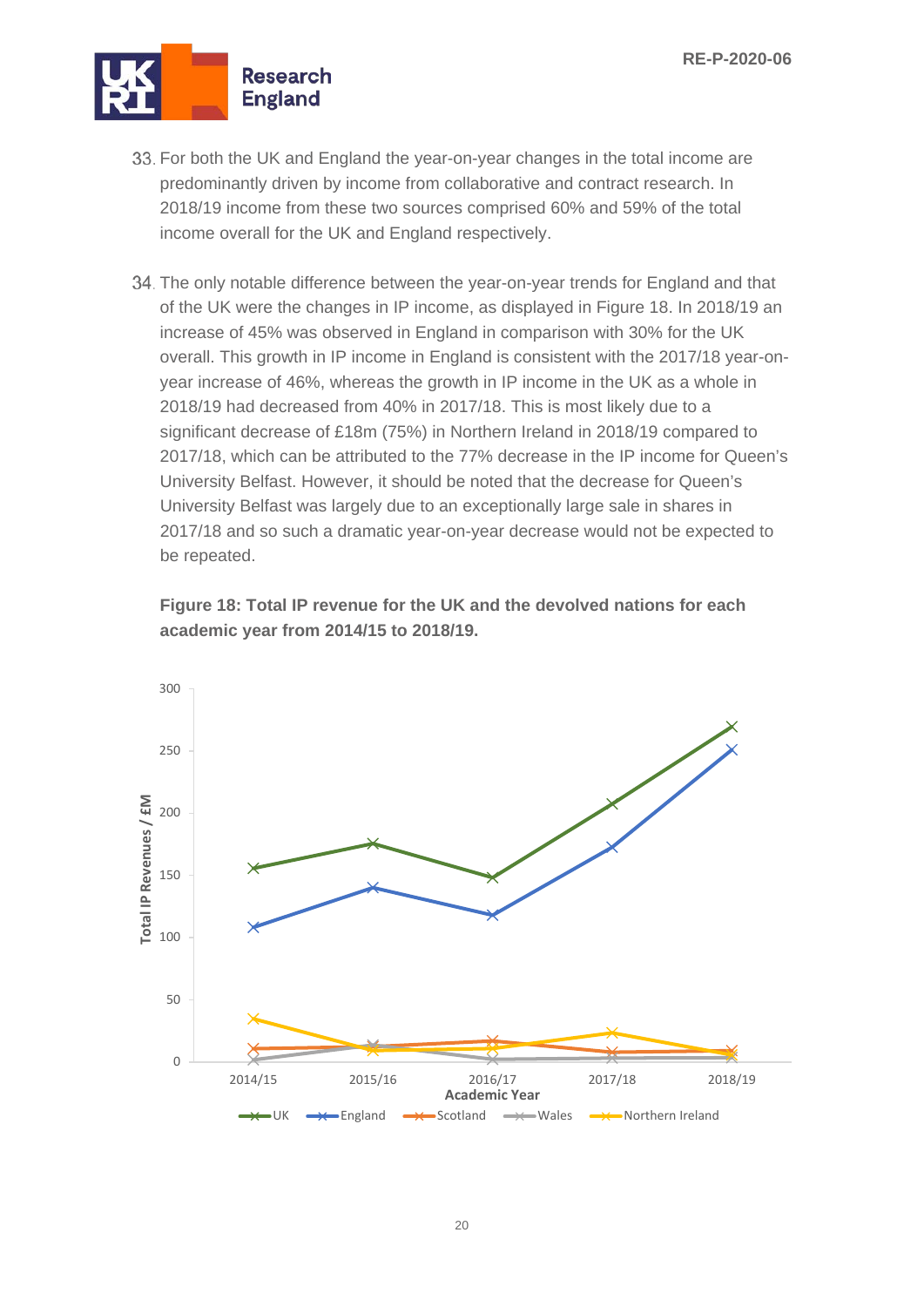33. For both the UK and England the year-on-year changes in the total income are predominantly driven by income from collaborative and contract research. In 2018/19 income from these two sources comprised 60% and 59% of the total income overall for the UK and England respectively.

34. The only notable difference between the year-on-year trends for England and that of the UK were the changes in IP income, as displayed in Figure 18. In 2018/19 an increase of 45% was observed in England in comparison with 30% for the UK overall. This growth in IP income in England is consistent with the 2017/18 year-on-year increase of 46%, whereas the growth in IP income in the UK as a whole in 2018/19 had decreased from 40% in 2017/18. This is most likely due to a significant decrease of £18m (75%) in Northern Ireland in 2018/19 compared to 2017/18, which can be attributed to the 77% decrease in the IP income for Queen's University Belfast. However, it should be noted that the decrease for Queen's University Belfast was largely due to an exceptionally large sale in shares in 2017/18 and so such a dramatic year-on-year decrease would not be expected to be repeated.

**Figure 18: Total IP revenue for the UK and the devolved nations for each academic year from 2014/15 to 2018/19.**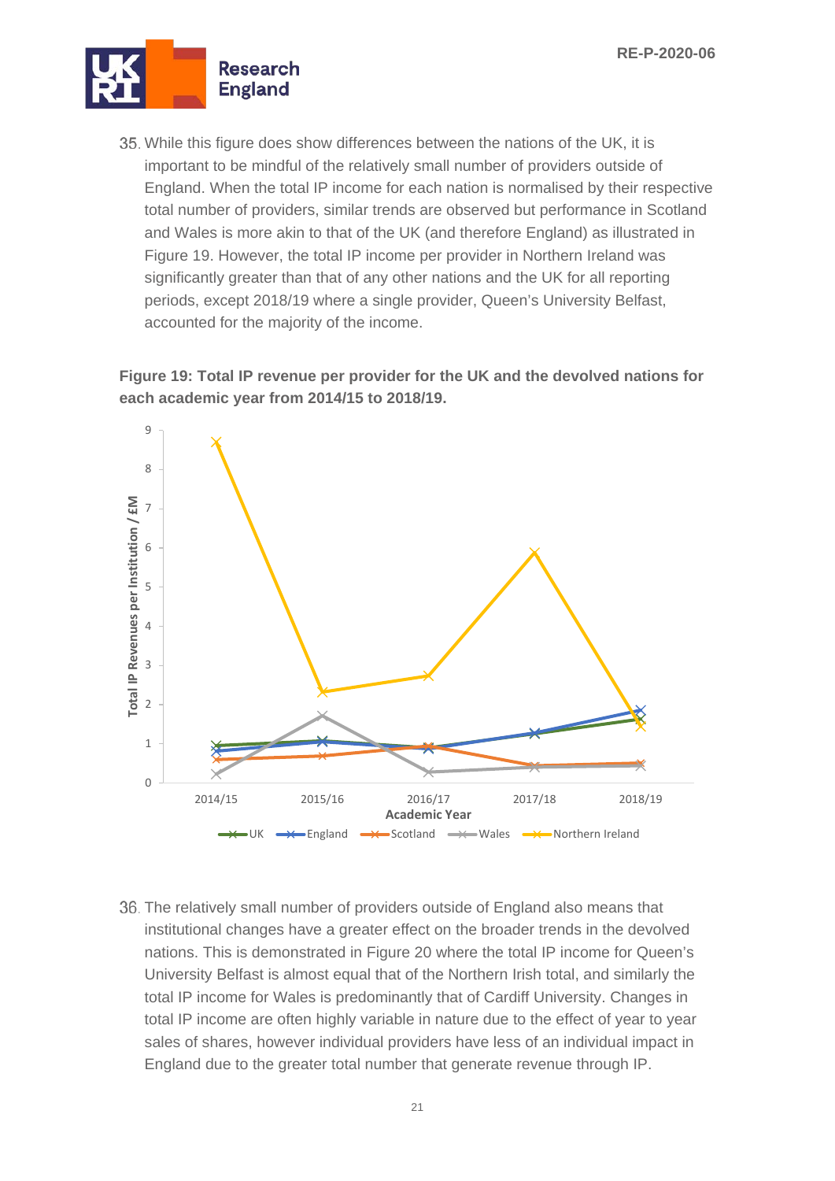35. While this figure does show differences between the nations of the UK, it is important to be mindful of the relatively small number of providers outside of England. When the total IP income for each nation is normalised by their respective total number of providers, similar trends are observed but performance in Scotland and Wales is more akin to that of the UK (and therefore England) as illustrated in Figure 19. However, the total IP income per provider in Northern Ireland was significantly greater than that of any other nations and the UK for all reporting periods, except 2018/19 where a single provider, Queen's University Belfast, accounted for the majority of the income.

**Figure 19: Total IP revenue per provider for the UK and the devolved nations for each academic year from 2014/15 to 2018/19.**

36. The relatively small number of providers outside of England also means that institutional changes have a greater effect on the broader trends in the devolved nations. This is demonstrated in Figure 20 where the total IP income for Queen's University Belfast is almost equal that of the Northern Irish total, and similarly the total IP income for Wales is predominantly that of Cardiff University. Changes in total IP income are often highly variable in nature due to the effect of year to year sales of shares, however individual providers have less of an individual impact in England due to the greater total number that generate revenue through IP.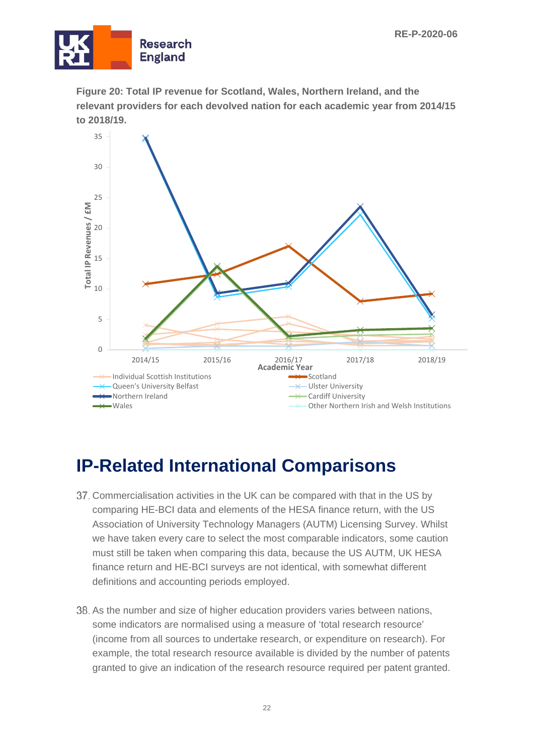**Figure 20: Total IP revenue for Scotland, Wales, Northern Ireland, and the relevant providers for each devolved nation for each academic year from 2014/15 to 2018/19.**

# IP-Related International Comparisons

37. Commercialisation activities in the UK can be compared with that in the US by comparing HE-BCI data and elements of the HESA finance return, with the US Association of University Technology Managers (AUTM) Licensing Survey. Whilst we have taken every care to select the most comparable indicators, some caution must still be taken when comparing this data, because the US AUTM, UK HESA finance return and HE-BCI surveys are not identical, with somewhat different definitions and accounting periods employed.

38. As the number and size of higher education providers varies between nations, some indicators are normalised using a measure of 'total research resource' (income from all sources to undertake research, or expenditure on research). For example, the total research resource available is divided by the number of patents granted to give an indication of the research resource required per patent granted.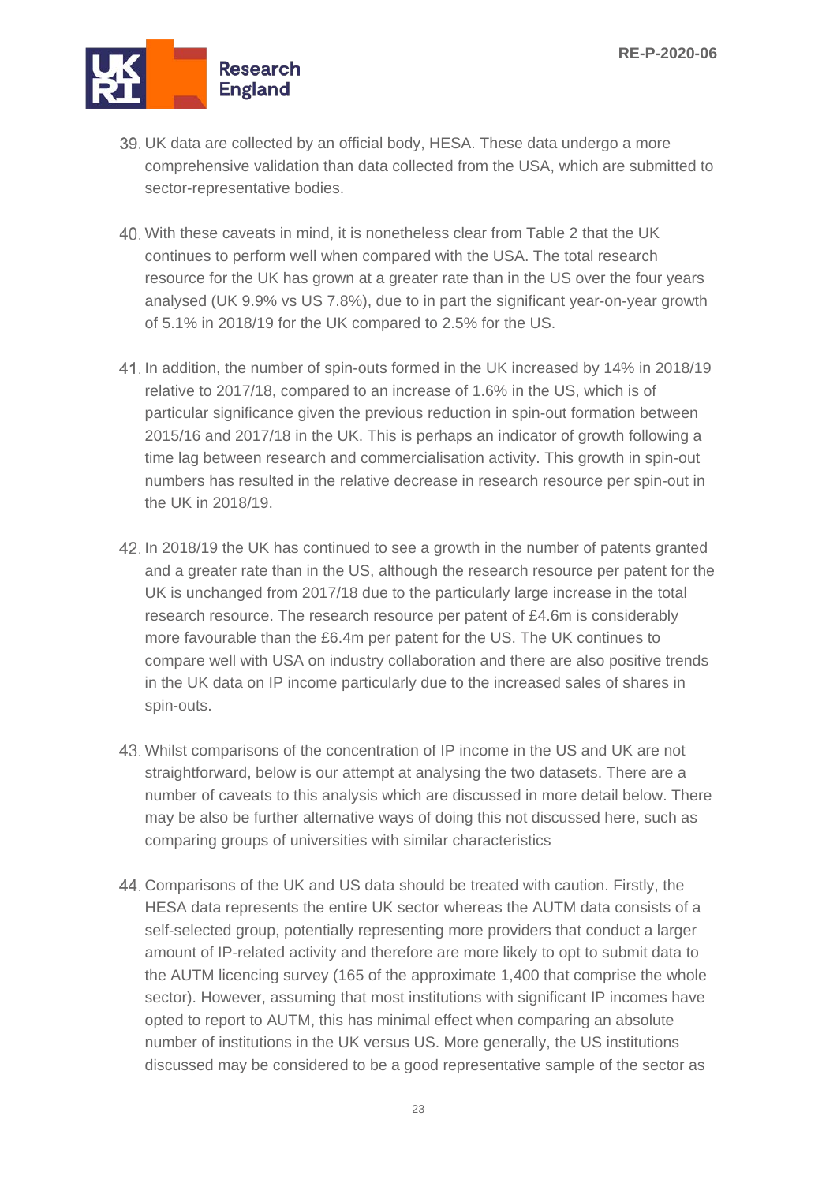39. UK data are collected by an official body, HESA. These data undergo a more comprehensive validation than data collected from the USA, which are submitted to sector-representative bodies.

40. With these caveats in mind, it is nonetheless clear from Table 2 that the UK continues to perform well when compared with the USA. The total research resource for the UK has grown at a greater rate than in the US over the four years analysed (UK 9.9% vs US 7.8%), due to in part the significant year-on-year growth of 5.1% in 2018/19 for the UK compared to 2.5% for the US.

41. In addition, the number of spin-outs formed in the UK increased by 14% in 2018/19 relative to 2017/18, compared to an increase of 1.6% in the US, which is of particular significance given the previous reduction in spin-out formation between 2015/16 and 2017/18 in the UK. This is perhaps an indicator of growth following a time lag between research and commercialisation activity. This growth in spin-out numbers has resulted in the relative decrease in research resource per spin-out in the UK in 2018/19.

42. In 2018/19 the UK has continued to see a growth in the number of patents granted and a greater rate than in the US, although the research resource per patent for the UK is unchanged from 2017/18 due to the particularly large increase in the total research resource. The research resource per patent of £4.6m is considerably more favourable than the £6.4m per patent for the US. The UK continues to compare well with USA on industry collaboration and there are also positive trends in the UK data on IP income particularly due to the increased sales of shares in spin-outs.

43. Whilst comparisons of the concentration of IP income in the US and UK are not straightforward, below is our attempt at analysing the two datasets. There are a number of caveats to this analysis which are discussed in more detail below. There may be also be further alternative ways of doing this not discussed here, such as comparing groups of universities with similar characteristics

44. Comparisons of the UK and US data should be treated with caution. Firstly, the HESA data represents the entire UK sector whereas the AUTM data consists of a self-selected group, potentially representing more providers that conduct a larger amount of IP-related activity and therefore are more likely to opt to submit data to the AUTM licencing survey (165 of the approximate 1,400 that comprise the whole sector). However, assuming that most institutions with significant IP incomes have opted to report to AUTM, this has minimal effect when comparing an absolute number of institutions in the UK versus US. More generally, the US institutions discussed may be considered to be a good representative sample of the sector as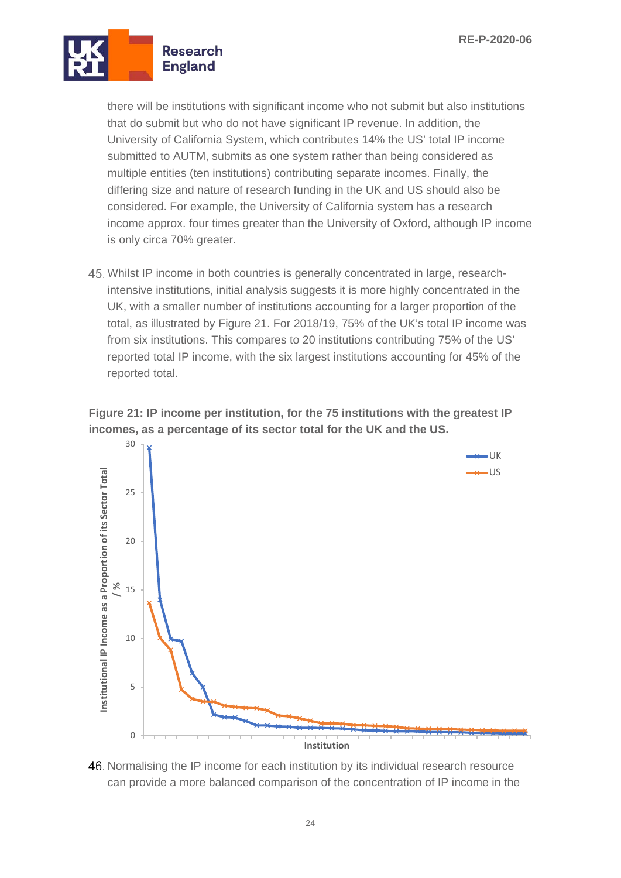there will be institutions with significant income who not submit but also institutions that do submit but who do not have significant IP revenue. In addition, the University of California System, which contributes 14% the US' total IP income submitted to AUTM, submits as one system rather than being considered as multiple entities (ten institutions) contributing separate incomes. Finally, the differing size and nature of research funding in the UK and US should also be considered. For example, the University of California system has a research income approx. four times greater than the University of Oxford, although IP income is only circa 70% greater.

45. Whilst IP income in both countries is generally concentrated in large, research-intensive institutions, initial analysis suggests it is more highly concentrated in the UK, with a smaller number of institutions accounting for a larger proportion of the total, as illustrated by Figure 21. For 2018/19, 75% of the UK's total IP income was from six institutions. This compares to 20 institutions contributing 75% of the US' reported total IP income, with the six largest institutions accounting for 45% of the reported total.

**Figure 21: IP income per institution, for the 75 institutions with the greatest IP incomes, as a percentage of its sector total for the UK and the US.**

46. Normalising the IP income for each institution by its individual research resource can provide a more balanced comparison of the concentration of IP income in the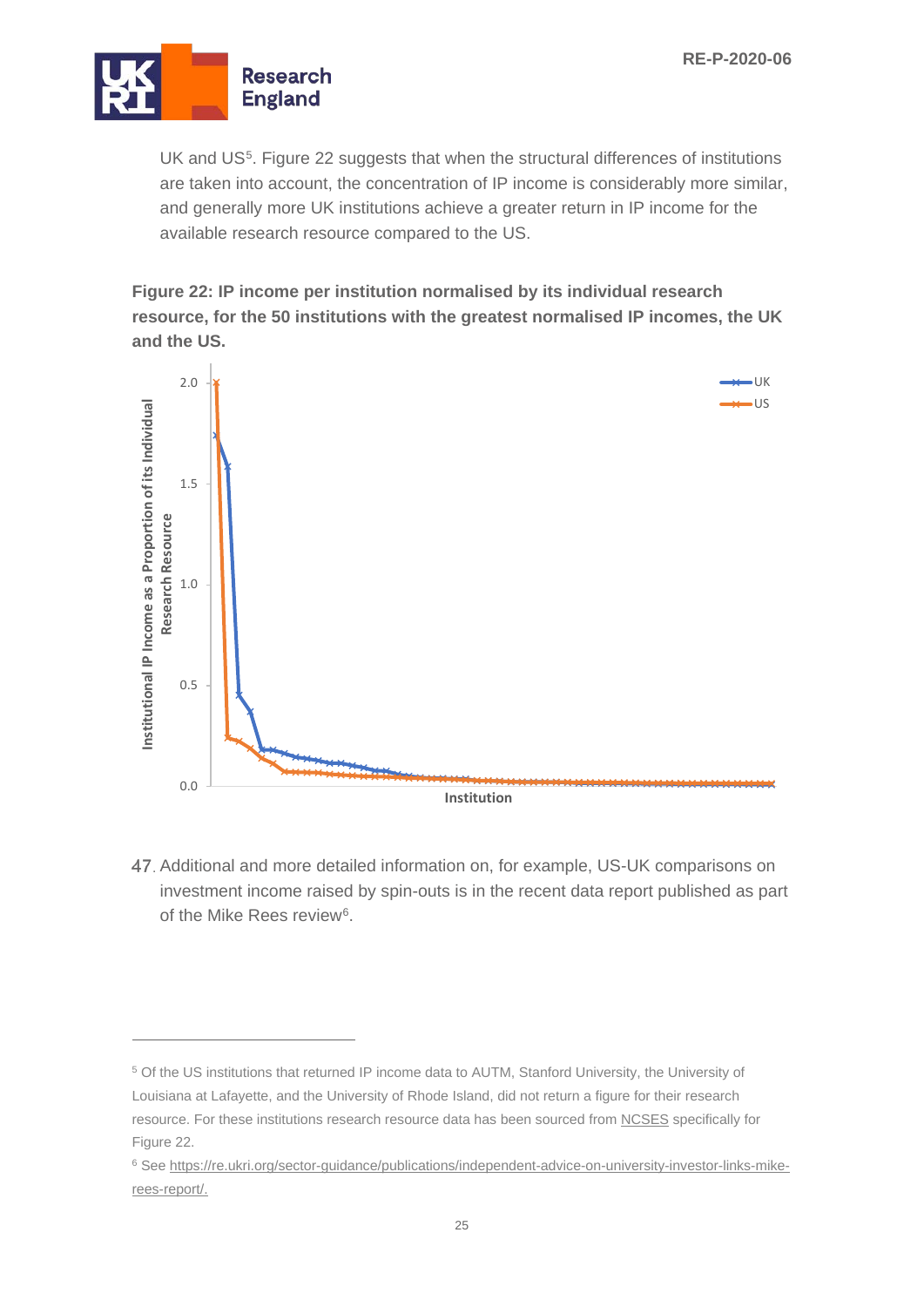UK and US[5]. Figure 22 suggests that when the structural differences of institutions are taken into account, the concentration of IP income is considerably more similar, and generally more UK institutions achieve a greater return in IP income for the available research resource compared to the US.

**Figure 22: IP income per institution normalised by its individual research resource, for the 50 institutions with the greatest normalised IP incomes, the UK and the US.**

47. Additional and more detailed information on, for example, US-UK comparisons on investment income raised by spin-outs is in the recent data report published as part of the Mike Rees review[6].

---

[5] Of the US institutions that returned IP income data to AUTM, Stanford University, the University of Louisiana at Lafayette, and the University of Rhode Island, did not return a figure for their research resource. For these institutions research resource data has been sourced from NCSES specifically for Figure 22.

[6] See https://re.ukri.org/sector-guidance/publications/independent-advice-on-university-investor-links-mike-rees-report/.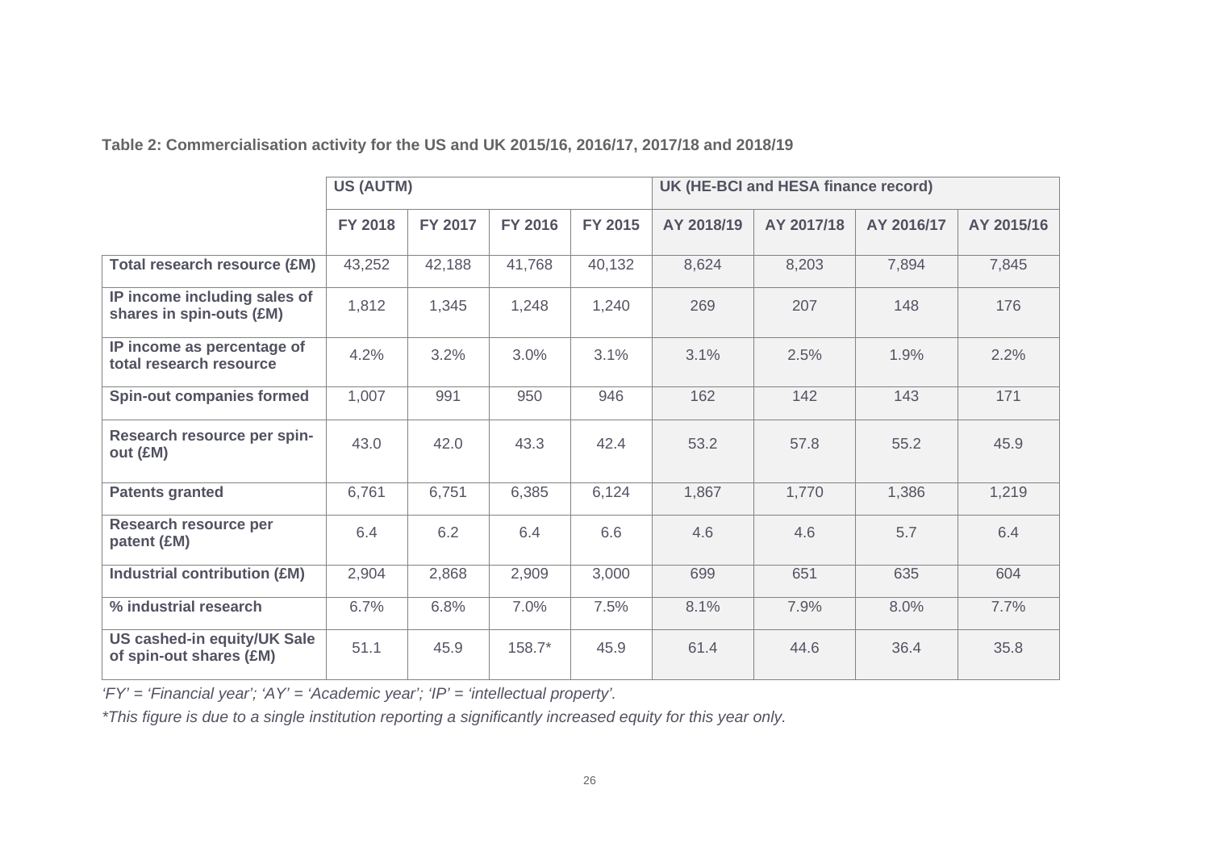**Table 2: Commercialisation activity for the US and UK 2015/16, 2016/17, 2017/18 and 2018/19**

| | US (AUTM) | | | | UK (HE-BCI and HESA finance record) | | | |
|---|---|---|---|---|---|---|---|---|
| | **FY 2018** | **FY 2017** | **FY 2016** | **FY 2015** | **AY 2018/19** | **AY 2017/18** | **AY 2016/17** | **AY 2015/16** |
| **Total research resource (£M)** | 43,252 | 42,188 | 41,768 | 40,132 | 8,624 | 8,203 | 7,894 | 7,845 |
| **IP income including sales of shares in spin-outs (£M)** | 1,812 | 1,345 | 1,248 | 1,240 | 269 | 207 | 148 | 176 |
| **IP income as percentage of total research resource** | 4.2% | 3.2% | 3.0% | 3.1% | 3.1% | 2.5% | 1.9% | 2.2% |
| **Spin-out companies formed** | 1,007 | 991 | 950 | 946 | 162 | 142 | 143 | 171 |
| **Research resource per spin-out (£M)** | 43.0 | 42.0 | 43.3 | 42.4 | 53.2 | 57.8 | 55.2 | 45.9 |
| **Patents granted** | 6,761 | 6,751 | 6,385 | 6,124 | 1,867 | 1,770 | 1,386 | 1,219 |
| **Research resource per patent (£M)** | 6.4 | 6.2 | 6.4 | 6.6 | 4.6 | 4.6 | 5.7 | 6.4 |
| **Industrial contribution (£M)** | 2,904 | 2,868 | 2,909 | 3,000 | 699 | 651 | 635 | 604 |
| **% industrial research** | 6.7% | 6.8% | 7.0% | 7.5% | 8.1% | 7.9% | 8.0% | 7.7% |
| **US cashed-in equity/UK Sale of spin-out shares (£M)** | 51.1 | 45.9 | 158.7* | 45.9 | 61.4 | 44.6 | 36.4 | 35.8 |

*'FY' = 'Financial year'; 'AY' = 'Academic year'; 'IP' = 'intellectual property'.*

*\*This figure is due to a single institution reporting a significantly increased equity for this year only.*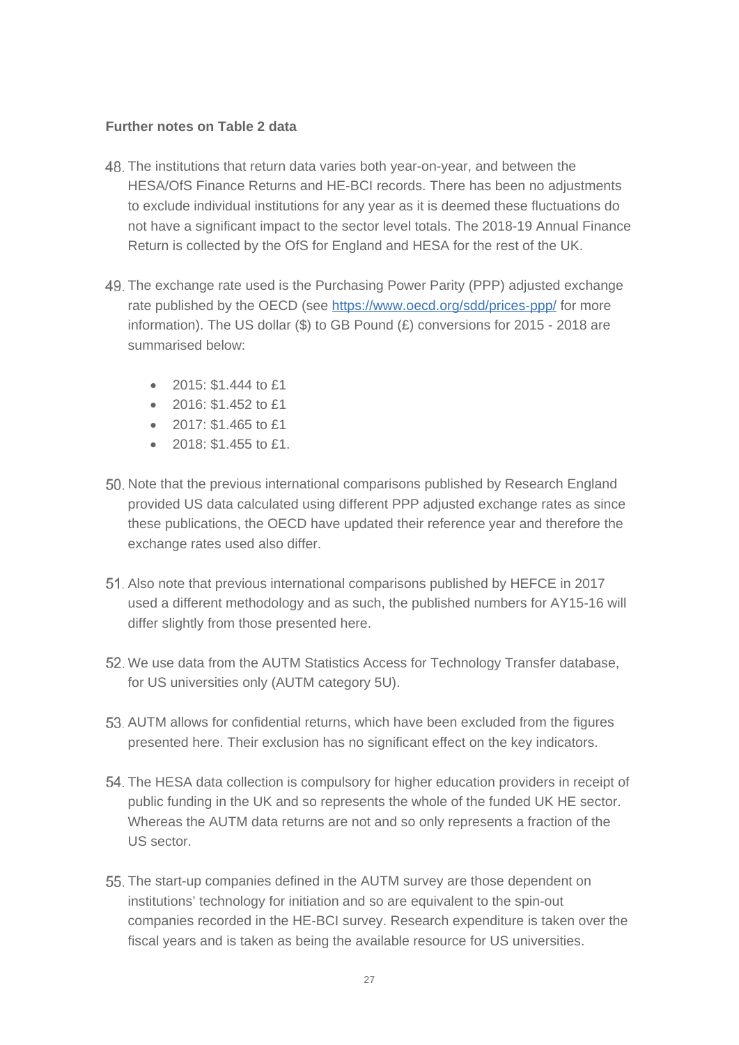**Further notes on Table 2 data**

48. The institutions that return data varies both year-on-year, and between the HESA/OfS Finance Returns and HE-BCI records. There has been no adjustments to exclude individual institutions for any year as it is deemed these fluctuations do not have a significant impact to the sector level totals. The 2018-19 Annual Finance Return is collected by the OfS for England and HESA for the rest of the UK.

49. The exchange rate used is the Purchasing Power Parity (PPP) adjusted exchange rate published by the OECD (see https://www.oecd.org/sdd/prices-ppp/ for more information). The US dollar ($) to GB Pound (£) conversions for 2015 - 2018 are summarised below:

    - 2015: $1.444 to £1
    - 2016: $1.452 to £1
    - 2017: $1.465 to £1
    - 2018: $1.455 to £1.

50. Note that the previous international comparisons published by Research England provided US data calculated using different PPP adjusted exchange rates as since these publications, the OECD have updated their reference year and therefore the exchange rates used also differ.

51. Also note that previous international comparisons published by HEFCE in 2017 used a different methodology and as such, the published numbers for AY15-16 will differ slightly from those presented here.

52. We use data from the AUTM Statistics Access for Technology Transfer database, for US universities only (AUTM category 5U).

53. AUTM allows for confidential returns, which have been excluded from the figures presented here. Their exclusion has no significant effect on the key indicators.

54. The HESA data collection is compulsory for higher education providers in receipt of public funding in the UK and so represents the whole of the funded UK HE sector. Whereas the AUTM data returns are not and so only represents a fraction of the US sector.

55. The start-up companies defined in the AUTM survey are those dependent on institutions' technology for initiation and so are equivalent to the spin-out companies recorded in the HE-BCI survey. Research expenditure is taken over the fiscal years and is taken as being the available resource for US universities.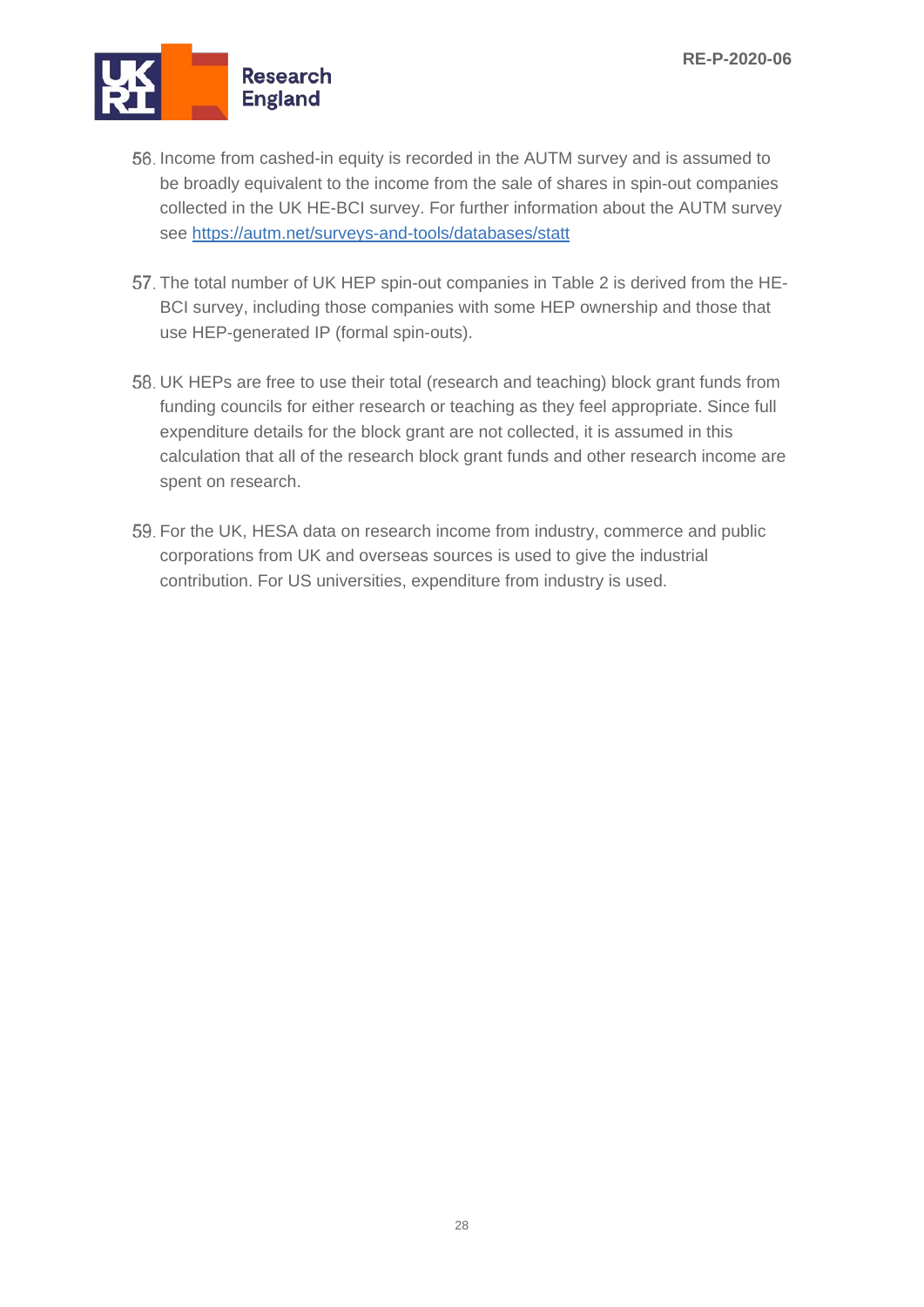56. Income from cashed-in equity is recorded in the AUTM survey and is assumed to be broadly equivalent to the income from the sale of shares in spin-out companies collected in the UK HE-BCI survey. For further information about the AUTM survey see https://autm.net/surveys-and-tools/databases/statt

57. The total number of UK HEP spin-out companies in Table 2 is derived from the HE-BCI survey, including those companies with some HEP ownership and those that use HEP-generated IP (formal spin-outs).

58. UK HEPs are free to use their total (research and teaching) block grant funds from funding councils for either research or teaching as they feel appropriate. Since full expenditure details for the block grant are not collected, it is assumed in this calculation that all of the research block grant funds and other research income are spent on research.

59. For the UK, HESA data on research income from industry, commerce and public corporations from UK and overseas sources is used to give the industrial contribution. For US universities, expenditure from industry is used.